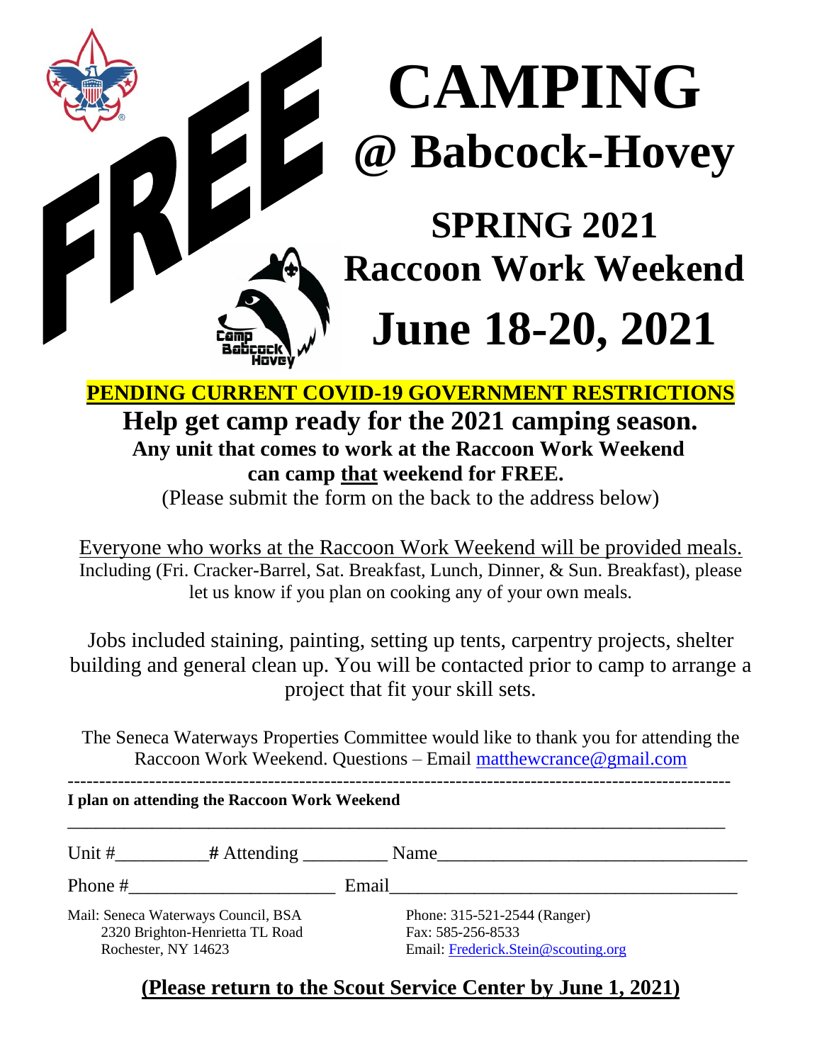# FREE CAMPING @ Babcock-Hovey

## SPRING 2021
## Raccoon Work Weekend
## June 18-20, 2021

Camp Babcock Hovey

**PENDING CURRENT COVID-19 GOVERNMENT RESTRICTIONS**

### Help get camp ready for the 2021 camping season.

**Any unit that comes to work at the Raccoon Work Weekend can camp that weekend for FREE.**

(Please submit the form on the back to the address below)

Everyone who works at the Raccoon Work Weekend will be provided meals.
Including (Fri. Cracker-Barrel, Sat. Breakfast, Lunch, Dinner, & Sun. Breakfast), please let us know if you plan on cooking any of your own meals.

Jobs included staining, painting, setting up tents, carpentry projects, shelter building and general clean up. You will be contacted prior to camp to arrange a project that fit your skill sets.

The Seneca Waterways Properties Committee would like to thank you for attending the Raccoon Work Weekend. Questions – Email matthewcrance@gmail.com

---

**I plan on attending the Raccoon Work Weekend**

___________________________________________________________________________

Unit #__________ **#** Attending _________ Name_________________________________

Phone #______________________ Email____________________________________

Mail: Seneca Waterways Council, BSA
2320 Brighton-Henrietta TL Road
Rochester, NY 14623

Phone: 315-521-2544 (Ranger)
Fax: 585-256-8533
Email: Frederick.Stein@scouting.org

**(Please return to the Scout Service Center by June 1, 2021)**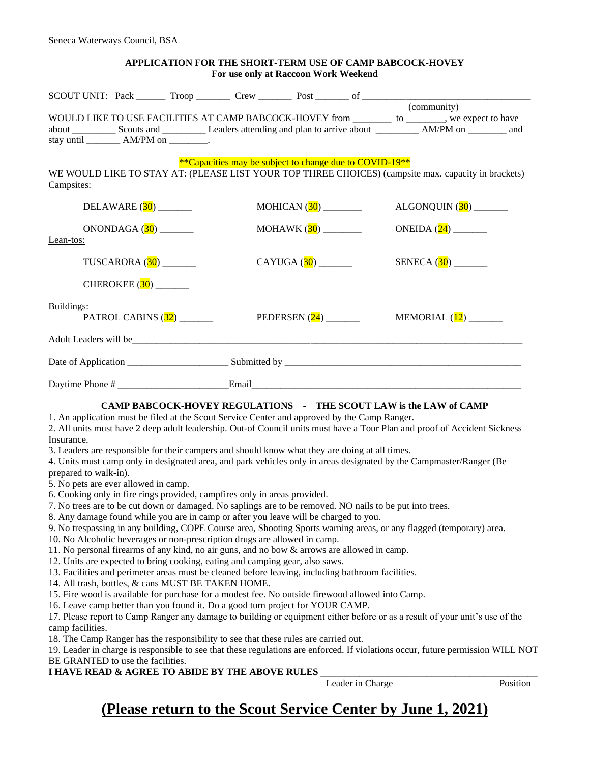Seneca Waterways Council, BSA

**APPLICATION FOR THE SHORT-TERM USE OF CAMP BABCOCK-HOVEY**
**For use only at Raccoon Work Weekend**

SCOUT UNIT: Pack ______ Troop _______ Crew _______ Post _______ of ___________________________________
(community)

WOULD LIKE TO USE FACILITIES AT CAMP BABCOCK-HOVEY from ________ to ________, we expect to have about _________ Scouts and _________ Leaders attending and plan to arrive about _________ AM/PM on ________ and stay until _______ AM/PM on ________.

**Capacities may be subject to change due to COVID-19**

WE WOULD LIKE TO STAY AT: (PLEASE LIST YOUR TOP THREE CHOICES) (campsite max. capacity in brackets)

Campsites:

DELAWARE (30) _______ MOHICAN (30) ________ ALGONQUIN (30) _______

ONONDAGA (30) _______ MOHAWK (30) ________ ONEIDA (24) _______

Lean-tos:

TUSCARORA (30) _______ CAYUGA (30) _______ SENECA (30) _______

CHEROKEE (30) _______

Buildings:

PATROL CABINS (32) _______ PEDERSEN (24) _______ MEMORIAL (12) _______

Adult Leaders will be_______________________________________________________________________________

Date of Application _____________________ Submitted by ___________________________________________________

Daytime Phone # _______________________Email_________________________________________________________

**CAMP BABCOCK-HOVEY REGULATIONS - THE SCOUT LAW is the LAW of CAMP**

1. An application must be filed at the Scout Service Center and approved by the Camp Ranger.
2. All units must have 2 deep adult leadership. Out-of Council units must have a Tour Plan and proof of Accident Sickness Insurance.
3. Leaders are responsible for their campers and should know what they are doing at all times.
4. Units must camp only in designated area, and park vehicles only in areas designated by the Campmaster/Ranger (Be prepared to walk-in).
5. No pets are ever allowed in camp.
6. Cooking only in fire rings provided, campfires only in areas provided.
7. No trees are to be cut down or damaged. No saplings are to be removed. NO nails to be put into trees.
8. Any damage found while you are in camp or after you leave will be charged to you.
9. No trespassing in any building, COPE Course area, Shooting Sports warning areas, or any flagged (temporary) area.
10. No Alcoholic beverages or non-prescription drugs are allowed in camp.
11. No personal firearms of any kind, no air guns, and no bow & arrows are allowed in camp.
12. Units are expected to bring cooking, eating and camping gear, also saws.
13. Facilities and perimeter areas must be cleaned before leaving, including bathroom facilities.
14. All trash, bottles, & cans MUST BE TAKEN HOME.
15. Fire wood is available for purchase for a modest fee. No outside firewood allowed into Camp.
16. Leave camp better than you found it. Do a good turn project for YOUR CAMP.
17. Please report to Camp Ranger any damage to building or equipment either before or as a result of your unit's use of the camp facilities.
18. The Camp Ranger has the responsibility to see that these rules are carried out.
19. Leader in charge is responsible to see that these regulations are enforced. If violations occur, future permission WILL NOT BE GRANTED to use the facilities.

**I HAVE READ & AGREE TO ABIDE BY THE ABOVE RULES** ____________________________________________
Leader in Charge Position

## (Please return to the Scout Service Center by June 1, 2021)